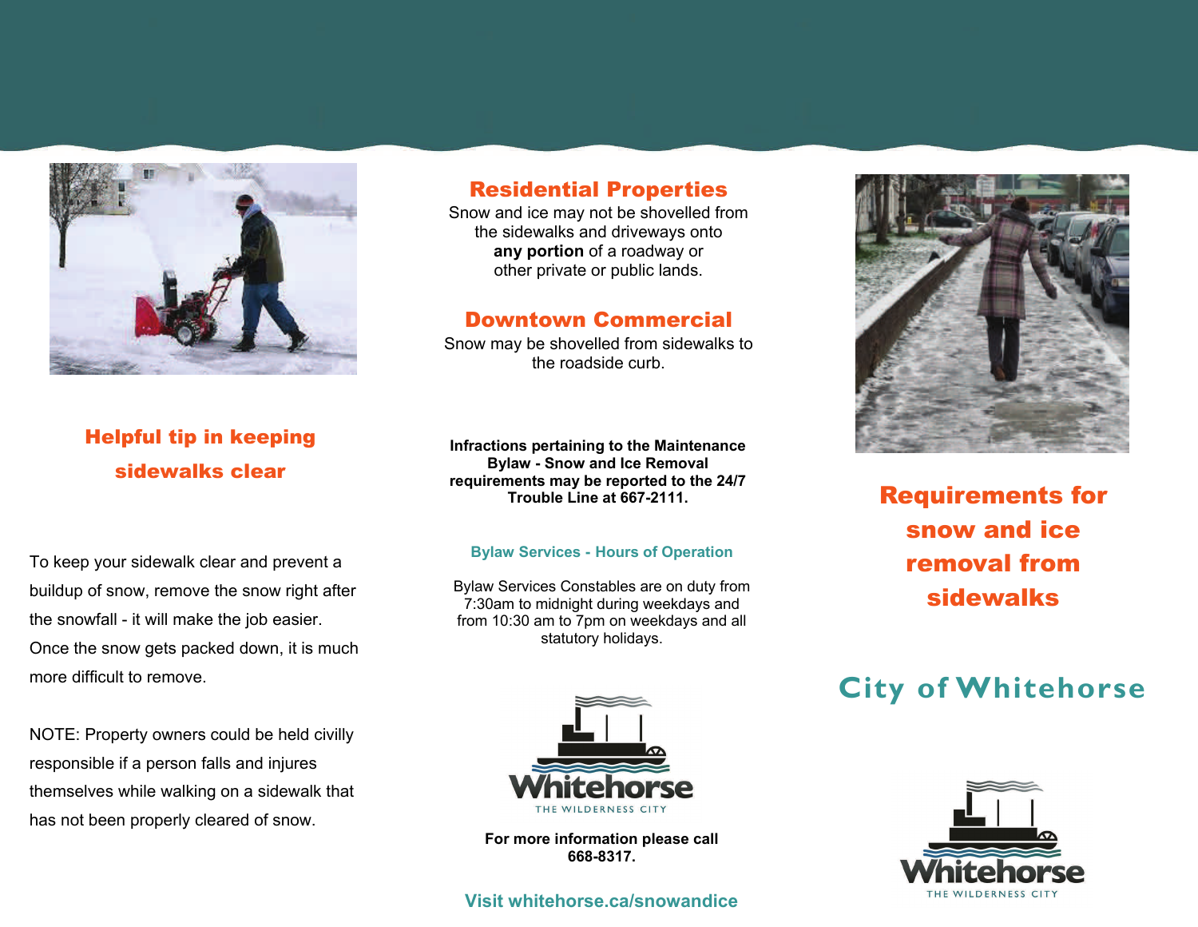## Helpful tip in keeping sidewalks clear

To keep your sidewalk clear and prevent a buildup of snow, remove the snow right after the snowfall - it will make the job easier. Once the snow gets packed down, it is much more difficult to remove.

NOTE: Property owners could be held civilly responsible if a person falls and injures themselves while walking on a sidewalk that has not been properly cleared of snow.

## Residential Properties

Snow and ice may not be shovelled from the sidewalks and driveways onto **any portion** of a roadway or other private or public lands.

## Downtown Commercial

Snow may be shovelled from sidewalks to the roadside curb.

**Infractions pertaining to the Maintenance Bylaw - Snow and Ice Removal requirements may be reported to the 24/7 Trouble Line at 667-2111.**

### Bylaw Services - Hours of Operation

Bylaw Services Constables are on duty from 7:30am to midnight during weekdays and from 10:30 am to 7pm on weekdays and all statutory holidays.

Whitehorse
THE WILDERNESS CITY

**For more information please call 668-8317.**

Visit whitehorse.ca/snowandice

# Requirements for snow and ice removal from sidewalks

## City of Whitehorse

Whitehorse
THE WILDERNESS CITY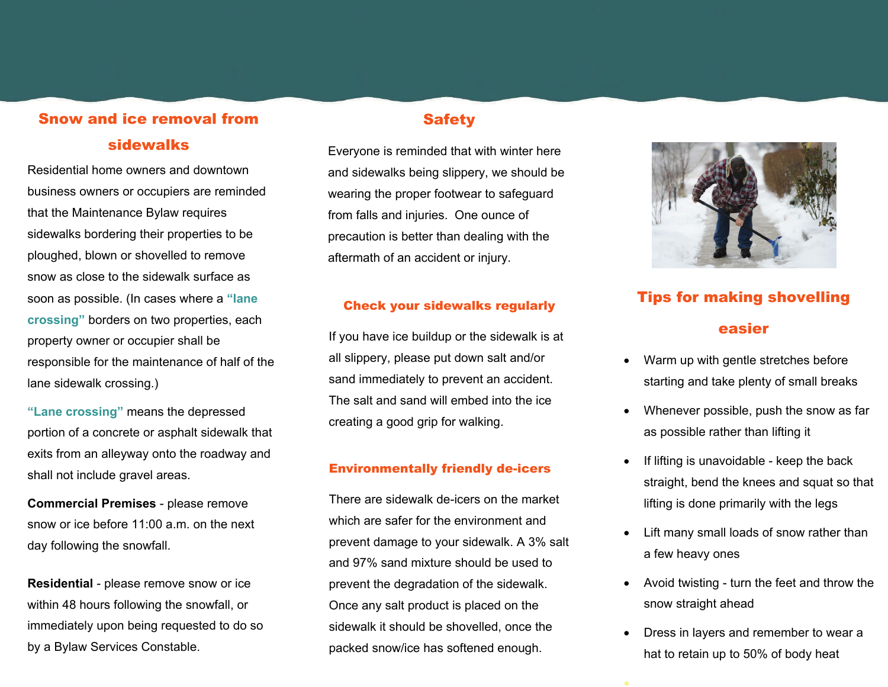## Snow and ice removal from sidewalks

Residential home owners and downtown business owners or occupiers are reminded that the Maintenance Bylaw requires sidewalks bordering their properties to be ploughed, blown or shovelled to remove snow as close to the sidewalk surface as soon as possible. (In cases where a **"lane crossing"** borders on two properties, each property owner or occupier shall be responsible for the maintenance of half of the lane sidewalk crossing.)

**"Lane crossing"** means the depressed portion of a concrete or asphalt sidewalk that exits from an alleyway onto the roadway and shall not include gravel areas.

**Commercial Premises** - please remove snow or ice before 11:00 a.m. on the next day following the snowfall.

**Residential** - please remove snow or ice within 48 hours following the snowfall, or immediately upon being requested to do so by a Bylaw Services Constable.

## Safety

Everyone is reminded that with winter here and sidewalks being slippery, we should be wearing the proper footwear to safeguard from falls and injuries. One ounce of precaution is better than dealing with the aftermath of an accident or injury.

### Check your sidewalks regularly

If you have ice buildup or the sidewalk is at all slippery, please put down salt and/or sand immediately to prevent an accident. The salt and sand will embed into the ice creating a good grip for walking.

### Environmentally friendly de-icers

There are sidewalk de-icers on the market which are safer for the environment and prevent damage to your sidewalk. A 3% salt and 97% sand mixture should be used to prevent the degradation of the sidewalk. Once any salt product is placed on the sidewalk it should be shovelled, once the packed snow/ice has softened enough.

## Tips for making shovelling easier

- Warm up with gentle stretches before starting and take plenty of small breaks
- Whenever possible, push the snow as far as possible rather than lifting it
- If lifting is unavoidable - keep the back straight, bend the knees and squat so that lifting is done primarily with the legs
- Lift many small loads of snow rather than a few heavy ones
- Avoid twisting - turn the feet and throw the snow straight ahead
- Dress in layers and remember to wear a hat to retain up to 50% of body heat